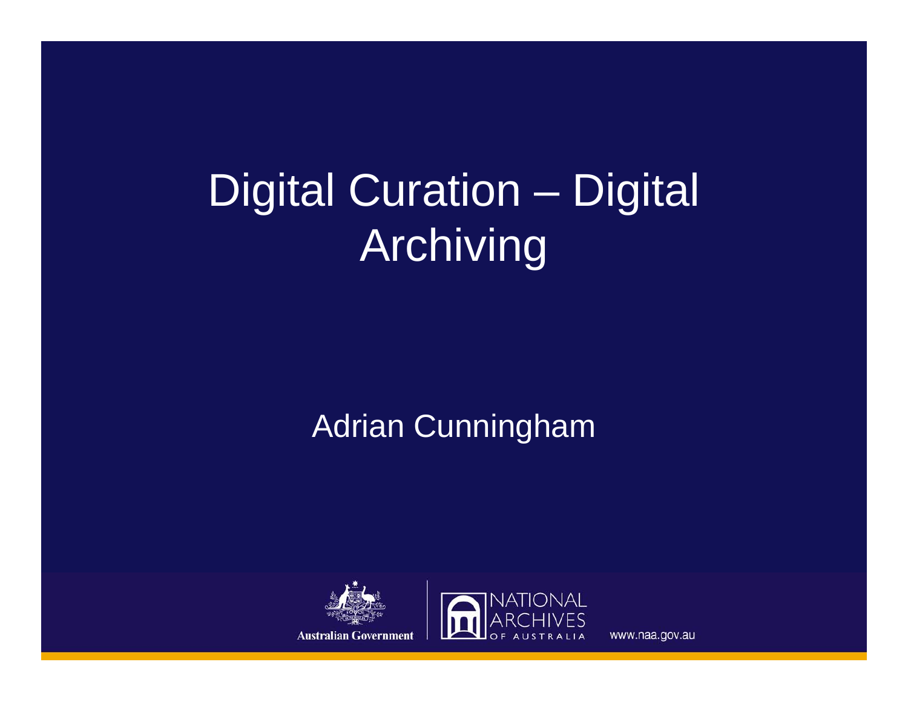# Digital Curation – Digital Archiving

Adrian Cunningham

Australian Government

NATIONAL ARCHIVES OF AUSTRALIA

www.naa.gov.au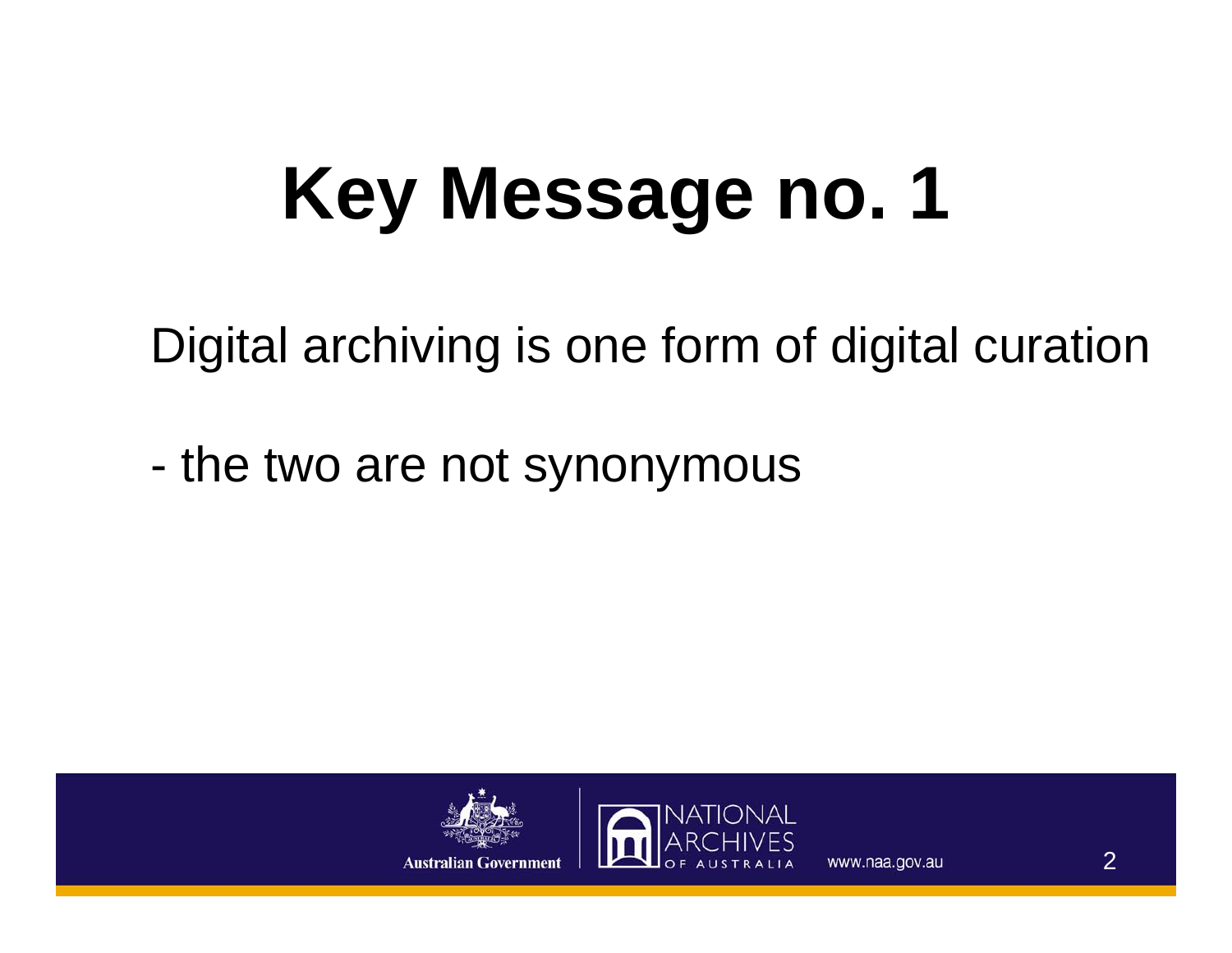# Key Message no. 1

Digital archiving is one form of digital curation

- the two are not synonymous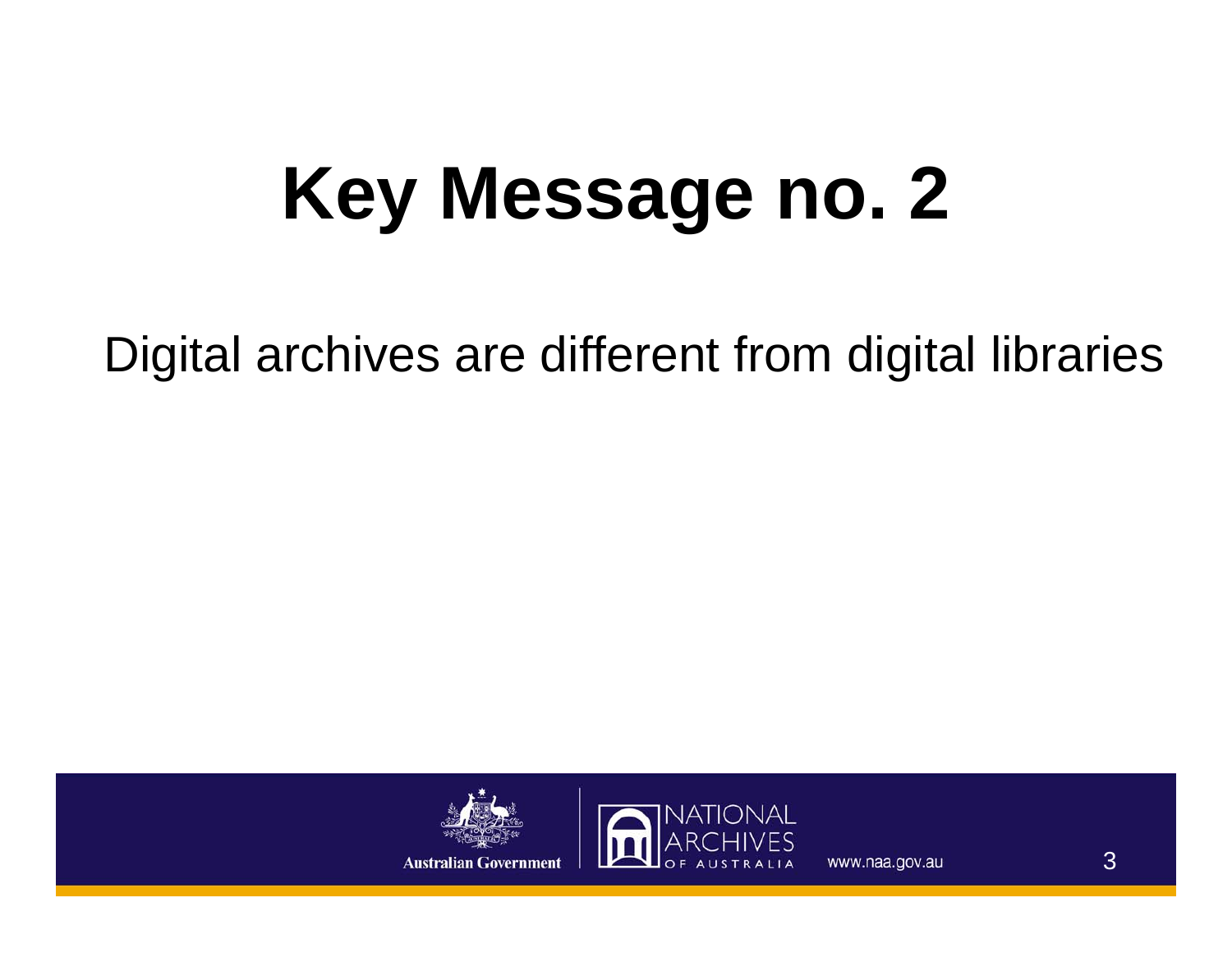# Key Message no. 2

Digital archives are different from digital libraries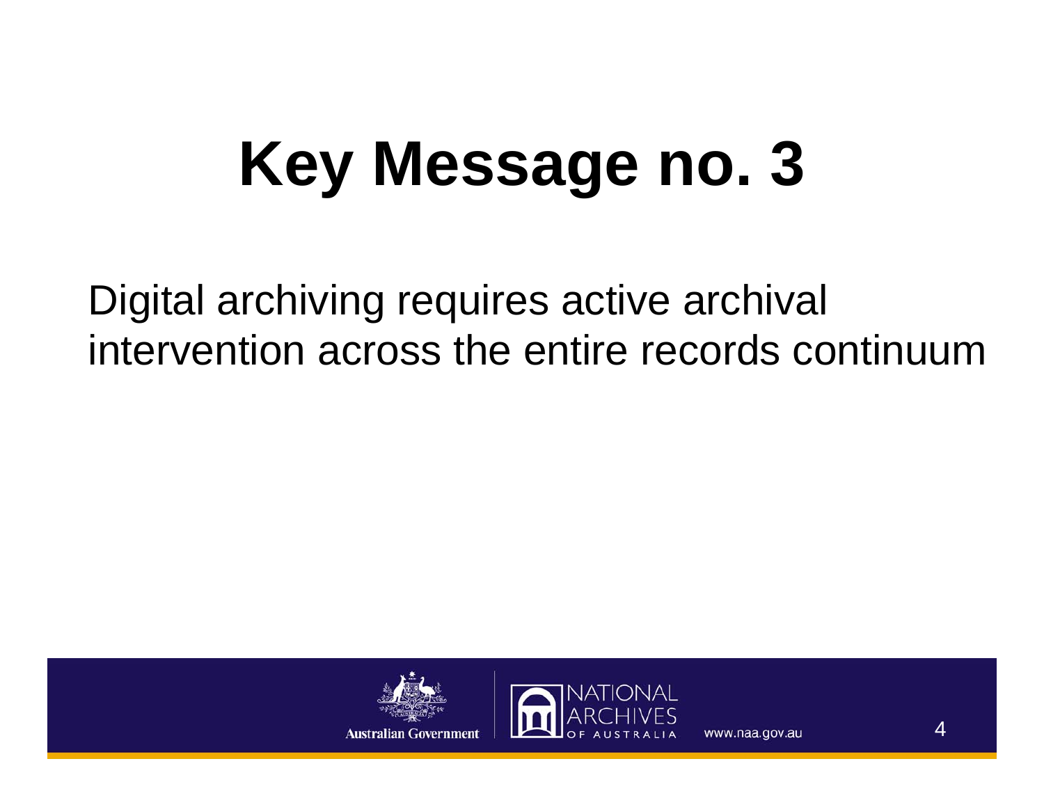# Key Message no. 3

Digital archiving requires active archival intervention across the entire records continuum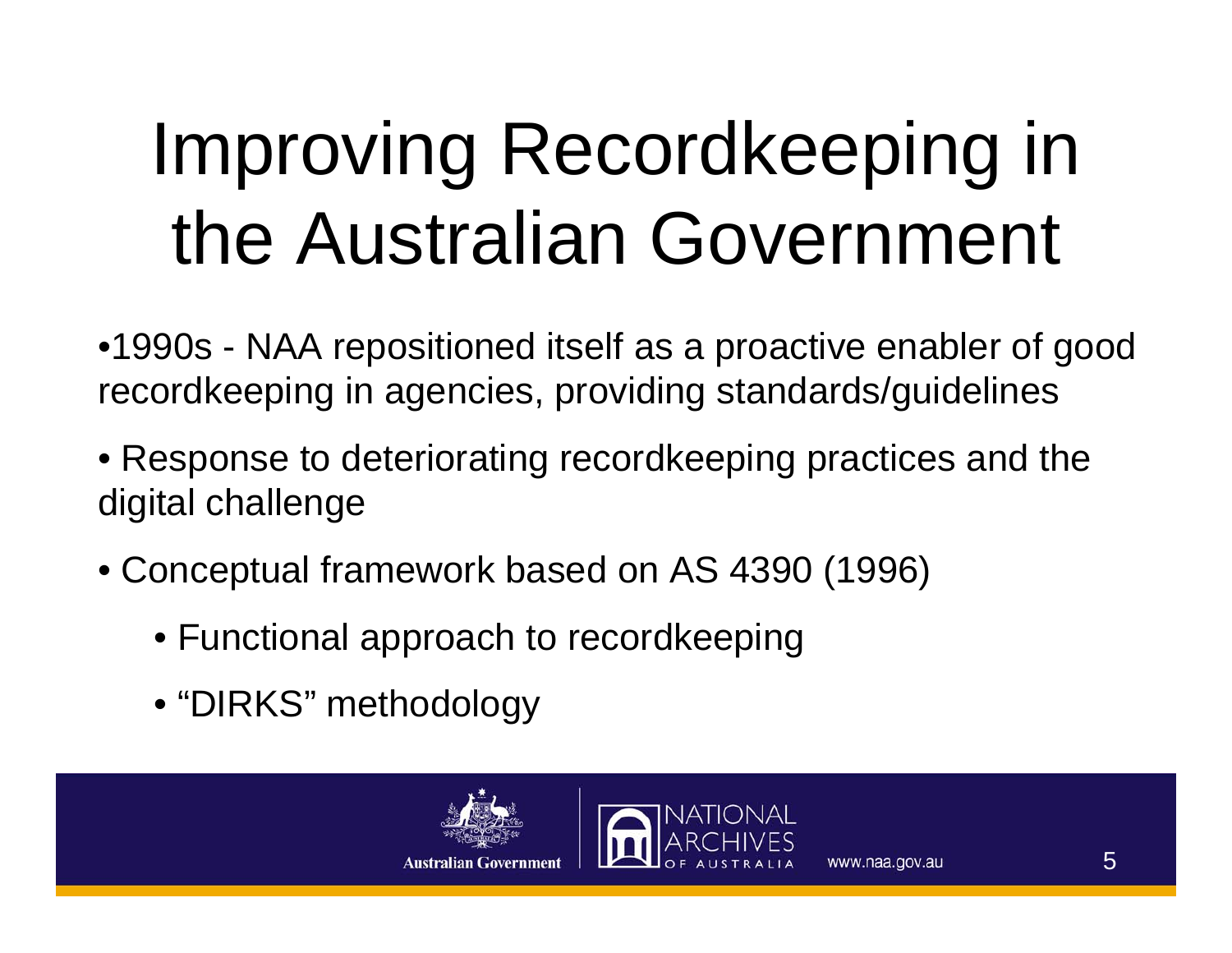# Improving Recordkeeping in the Australian Government

- 1990s - NAA repositioned itself as a proactive enabler of good recordkeeping in agencies, providing standards/guidelines
- Response to deteriorating recordkeeping practices and the digital challenge
- Conceptual framework based on AS 4390 (1996)
  - Functional approach to recordkeeping
  - “DIRKS” methodology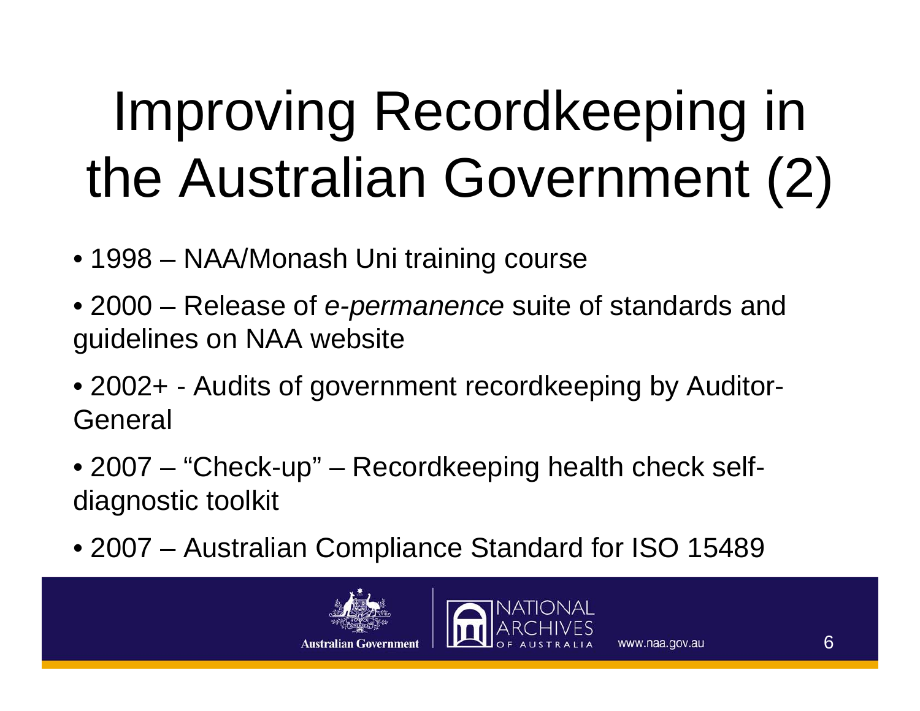# Improving Recordkeeping in the Australian Government (2)

- 1998 – NAA/Monash Uni training course
- 2000 – Release of *e-permanence* suite of standards and guidelines on NAA website
- 2002+ - Audits of government recordkeeping by Auditor-General
- 2007 – "Check-up" – Recordkeeping health check self-diagnostic toolkit
- 2007 – Australian Compliance Standard for ISO 15489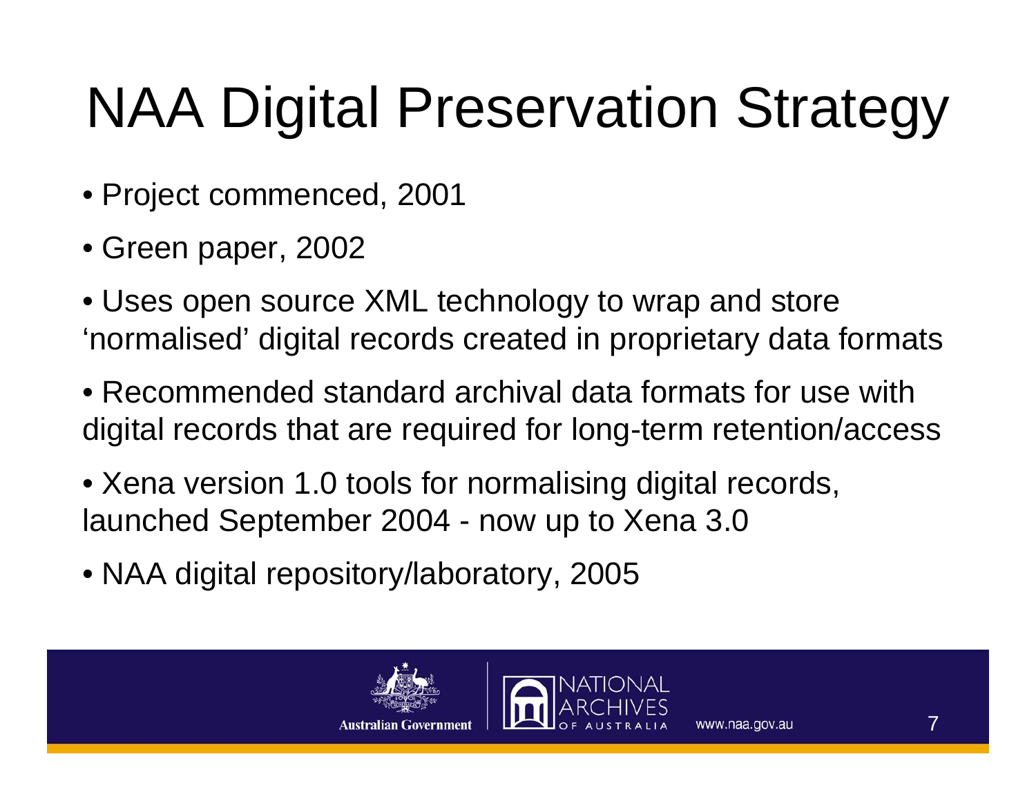# NAA Digital Preservation Strategy

- Project commenced, 2001
- Green paper, 2002
- Uses open source XML technology to wrap and store 'normalised' digital records created in proprietary data formats
- Recommended standard archival data formats for use with digital records that are required for long-term retention/access
- Xena version 1.0 tools for normalising digital records, launched September 2004 - now up to Xena 3.0
- NAA digital repository/laboratory, 2005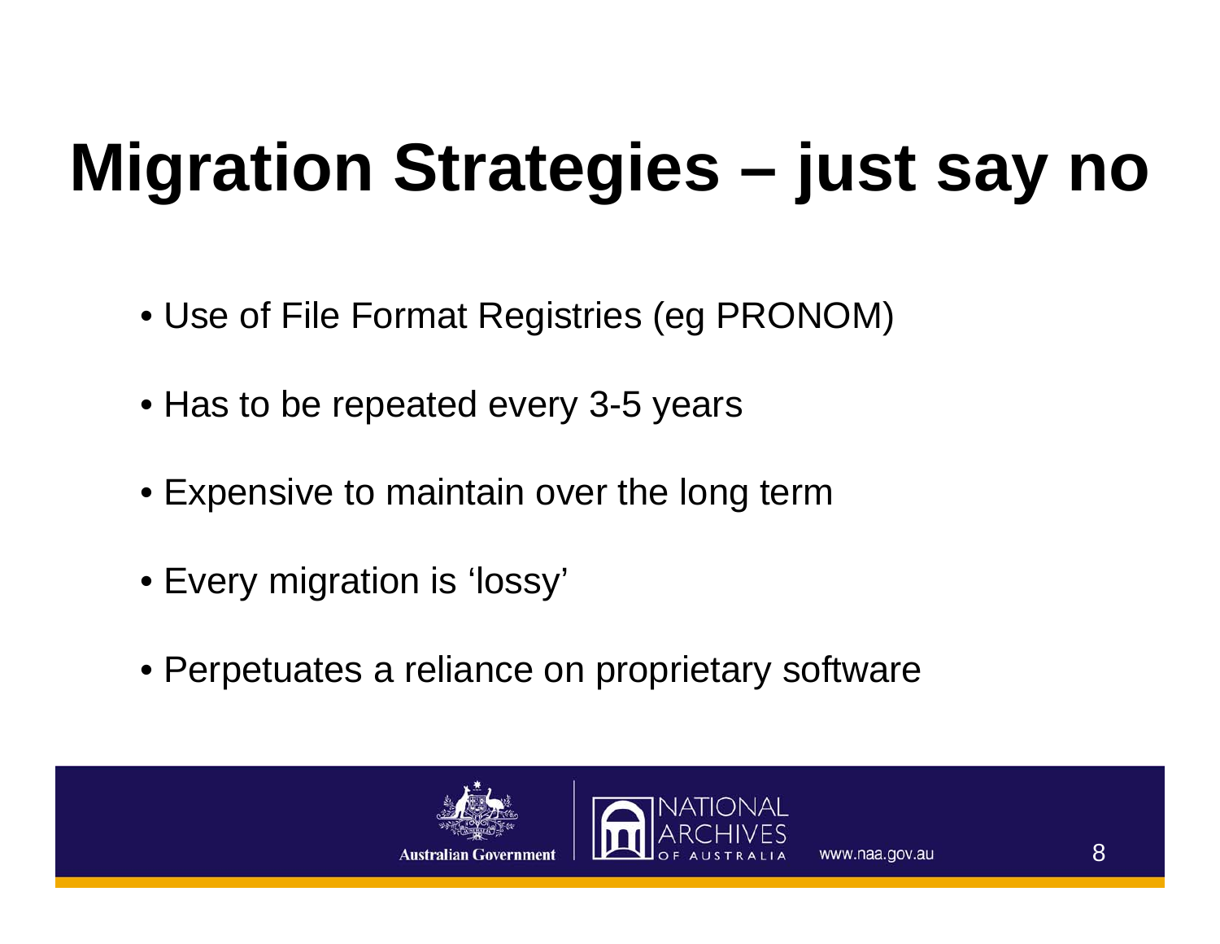# Migration Strategies – just say no

- Use of File Format Registries (eg PRONOM)
- Has to be repeated every 3-5 years
- Expensive to maintain over the long term
- Every migration is 'lossy'
- Perpetuates a reliance on proprietary software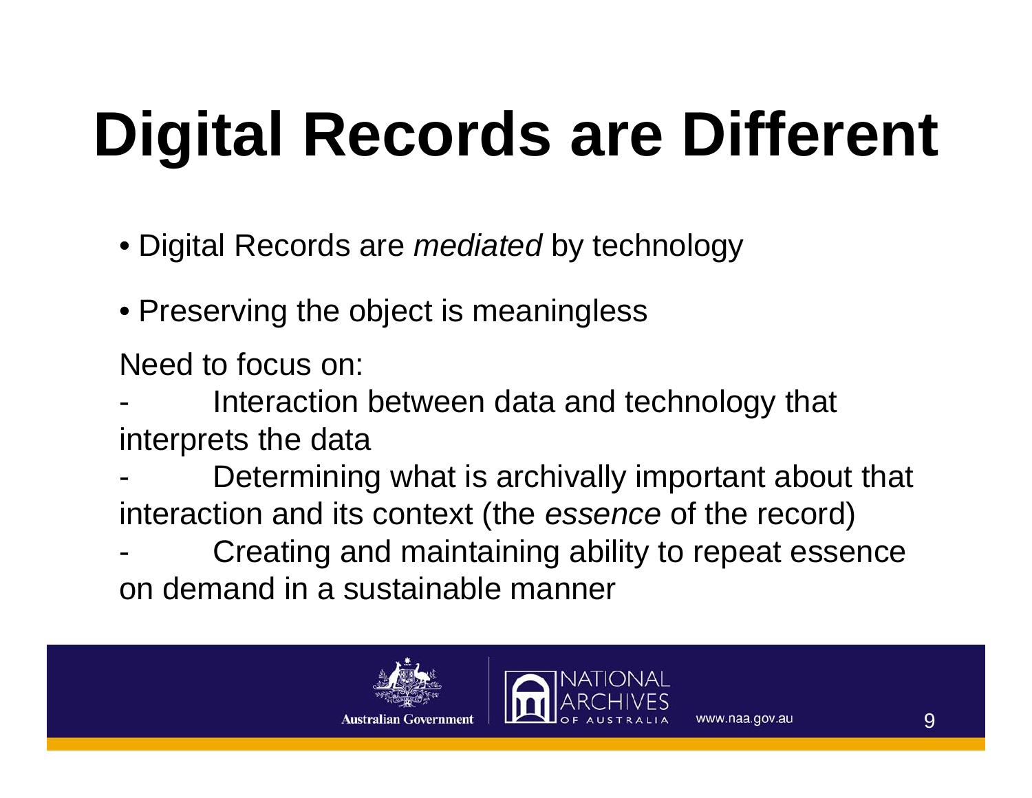# Digital Records are Different

- Digital Records are *mediated* by technology
- Preserving the object is meaningless

Need to focus on:

- Interaction between data and technology that interprets the data
- Determining what is archivally important about that interaction and its context (the *essence* of the record)
- Creating and maintaining ability to repeat essence on demand in a sustainable manner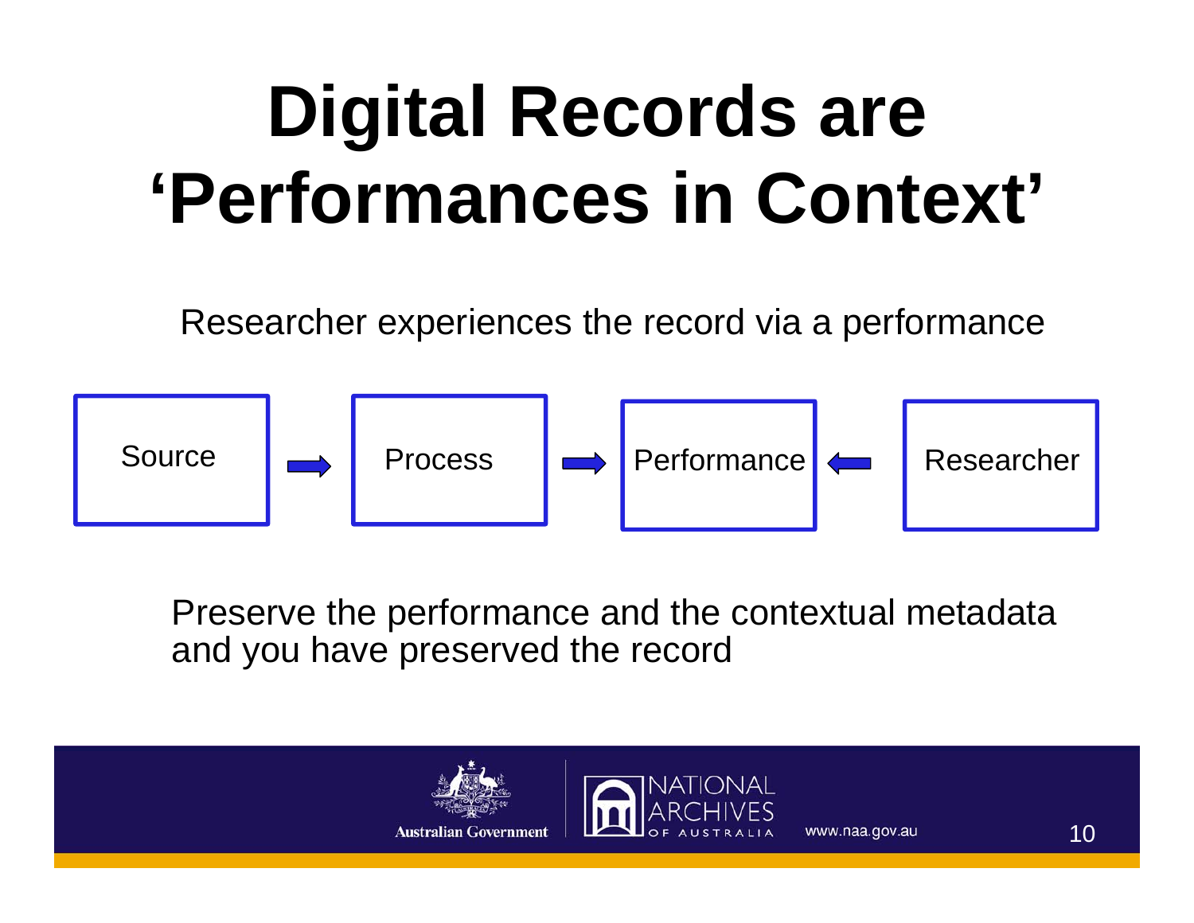# Digital Records are 'Performances in Context'

Researcher experiences the record via a performance

Source → Process → Performance ← Researcher

Preserve the performance and the contextual metadata and you have preserved the record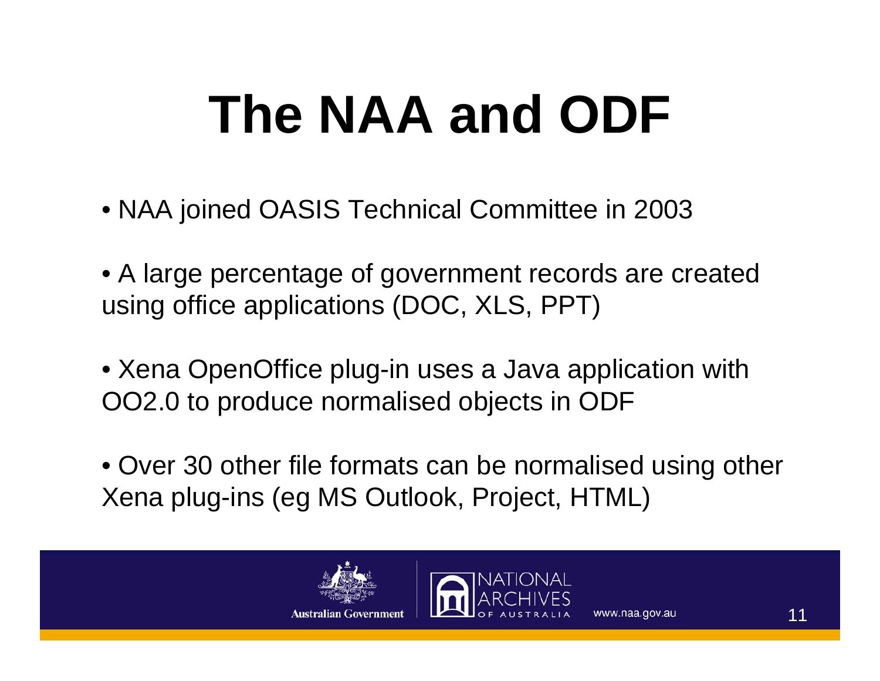# The NAA and ODF

- NAA joined OASIS Technical Committee in 2003
- A large percentage of government records are created using office applications (DOC, XLS, PPT)
- Xena OpenOffice plug-in uses a Java application with OO2.0 to produce normalised objects in ODF
- Over 30 other file formats can be normalised using other Xena plug-ins (eg MS Outlook, Project, HTML)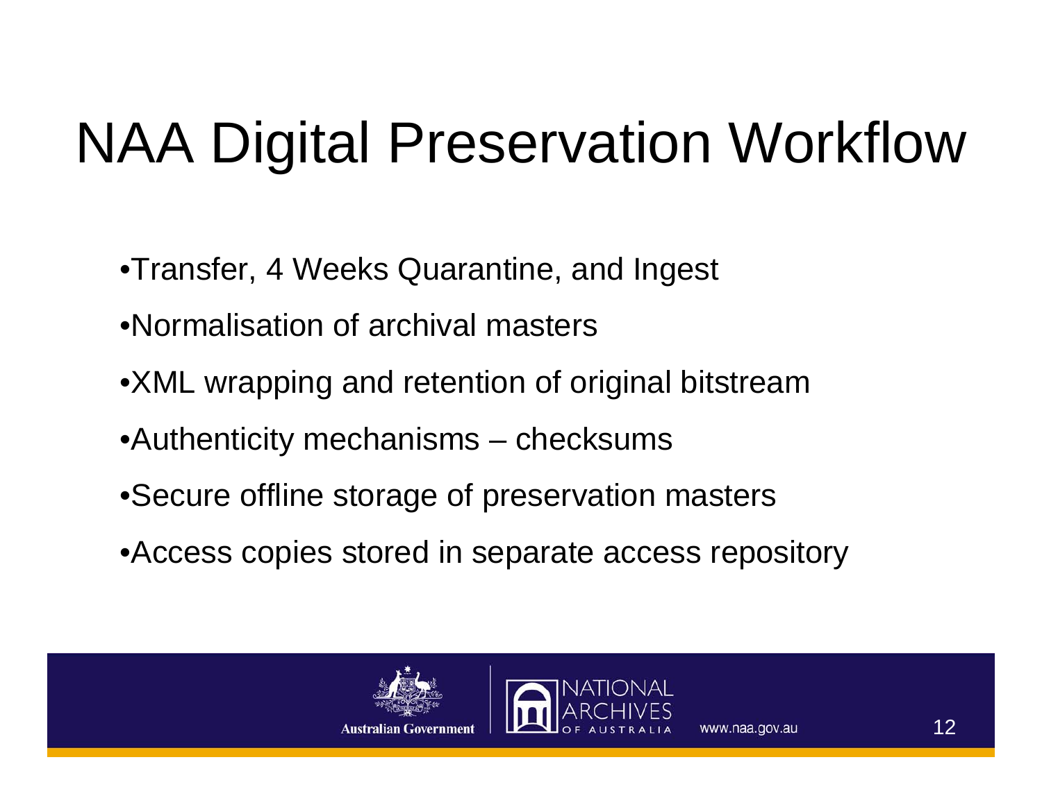# NAA Digital Preservation Workflow

- Transfer, 4 Weeks Quarantine, and Ingest
- Normalisation of archival masters
- XML wrapping and retention of original bitstream
- Authenticity mechanisms – checksums
- Secure offline storage of preservation masters
- Access copies stored in separate access repository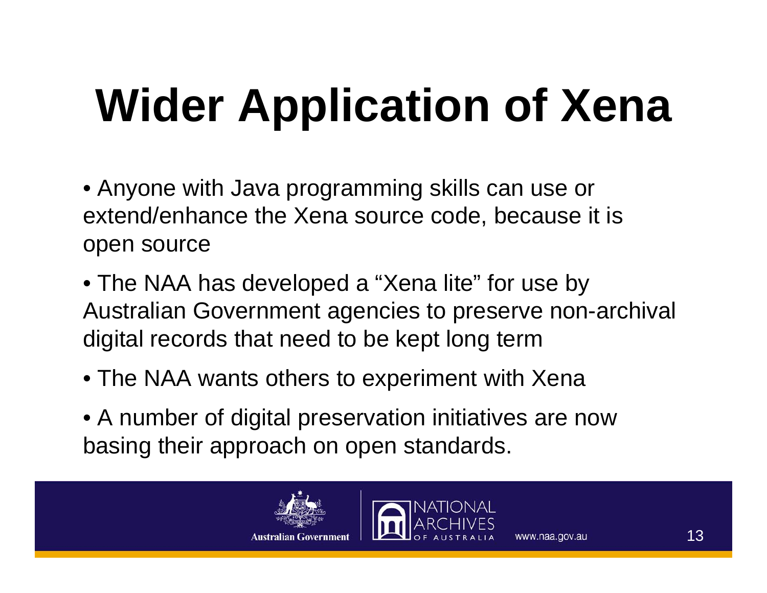# Wider Application of Xena

- Anyone with Java programming skills can use or extend/enhance the Xena source code, because it is open source
- The NAA has developed a "Xena lite" for use by Australian Government agencies to preserve non-archival digital records that need to be kept long term
- The NAA wants others to experiment with Xena
- A number of digital preservation initiatives are now basing their approach on open standards.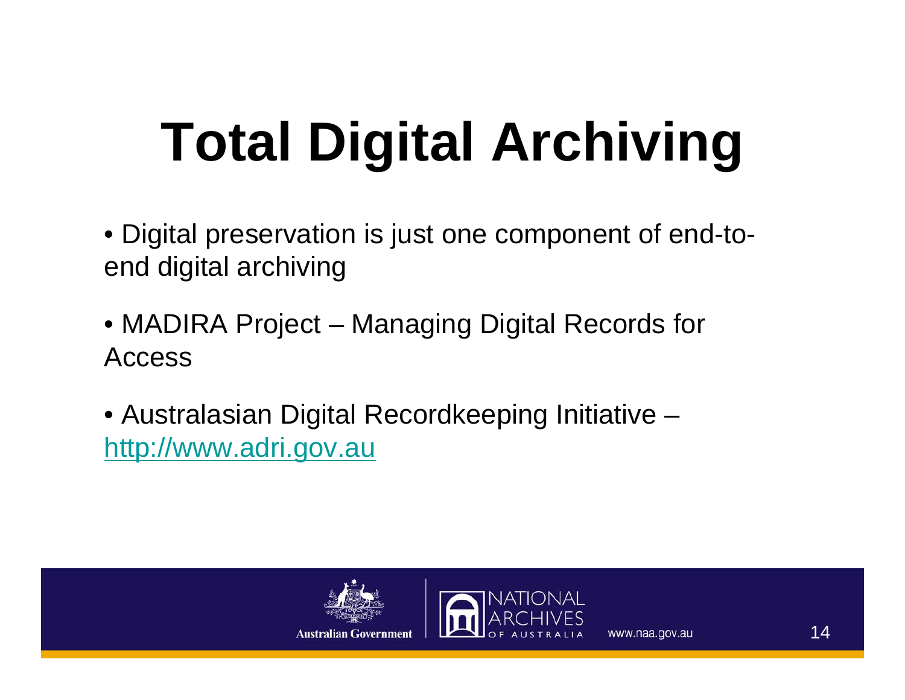# Total Digital Archiving

- Digital preservation is just one component of end-to-end digital archiving
- MADIRA Project – Managing Digital Records for Access
- Australasian Digital Recordkeeping Initiative – http://www.adri.gov.au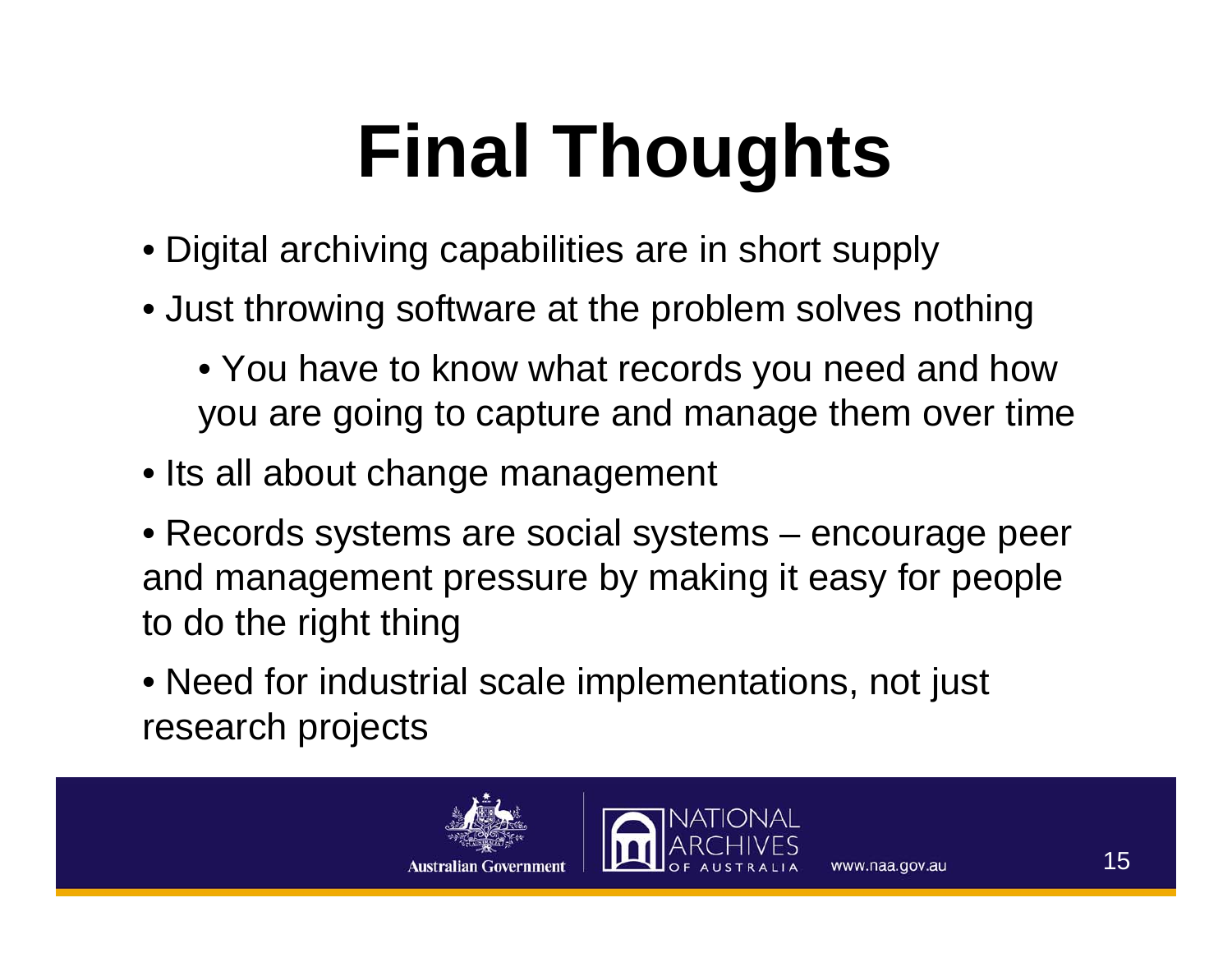# Final Thoughts

- Digital archiving capabilities are in short supply
- Just throwing software at the problem solves nothing
    - You have to know what records you need and how you are going to capture and manage them over time
- Its all about change management
- Records systems are social systems – encourage peer and management pressure by making it easy for people to do the right thing
- Need for industrial scale implementations, not just research projects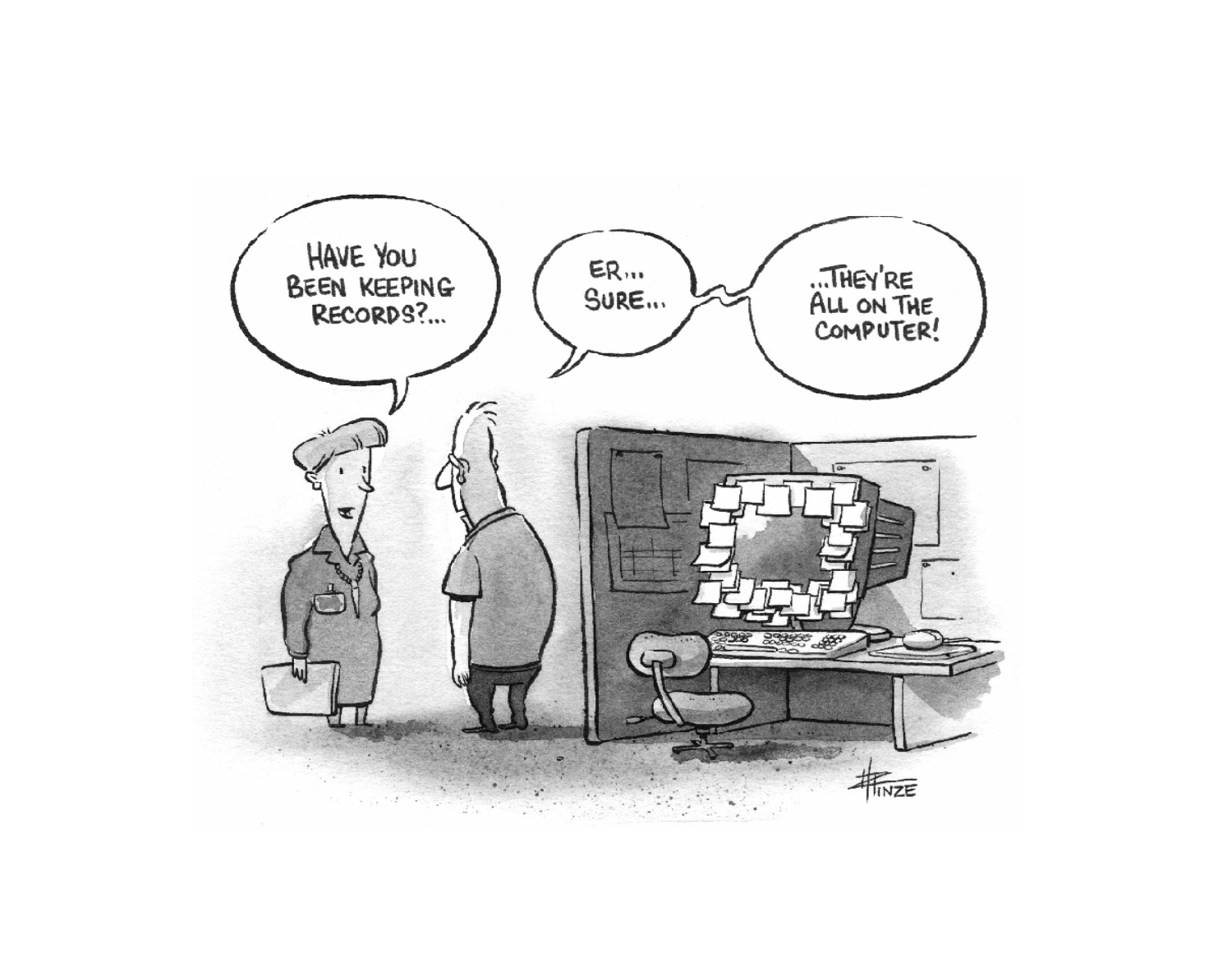HAVE YOU BEEN KEEPING RECORDS?...

ER... SURE...

...THEY'RE ALL ON THE COMPUTER!

HINZE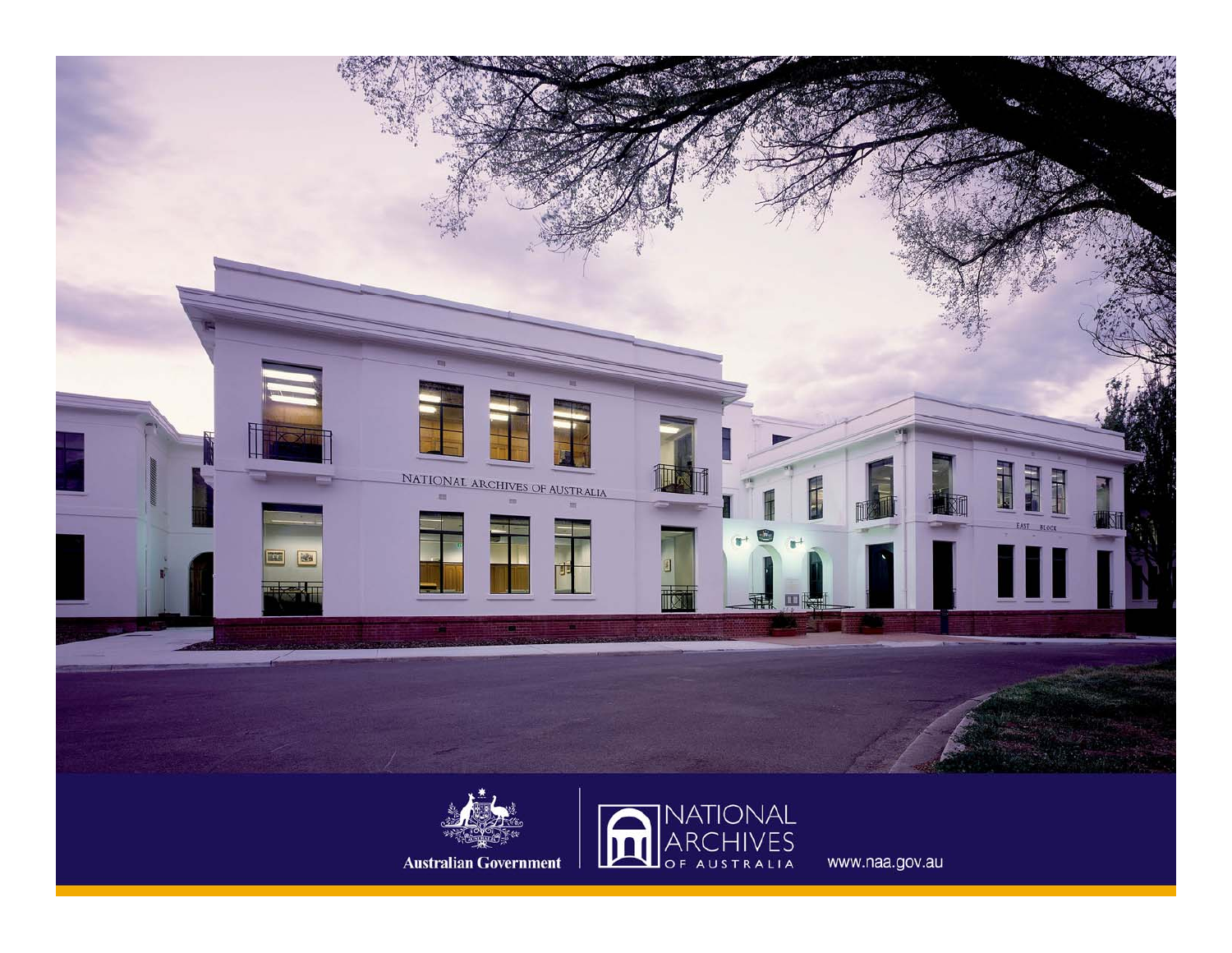Australian Government

NATIONAL ARCHIVES OF AUSTRALIA

www.naa.gov.au